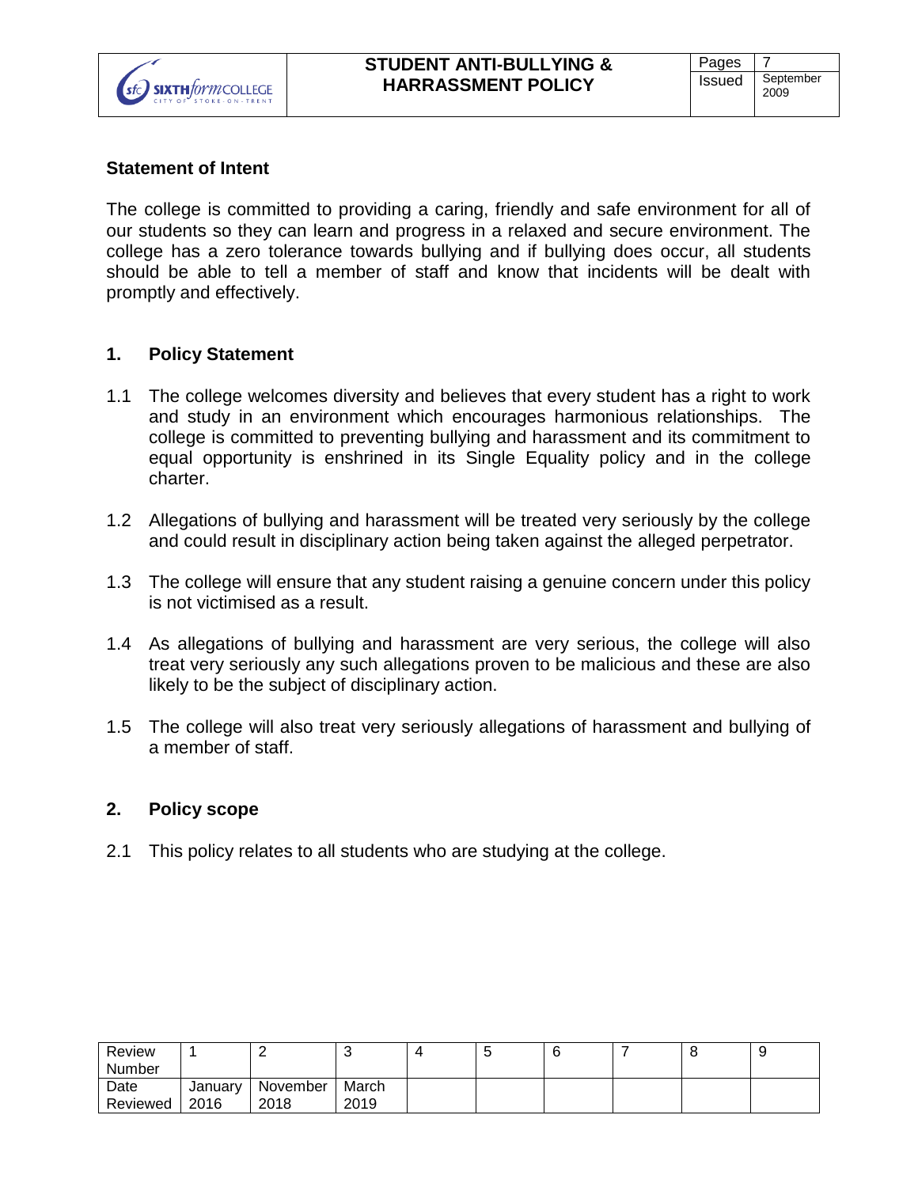| SIXTH form COLLEGE CITY OF STOKE-ON-TRENT | STUDENT ANTI-BULLYING & HARRASSMENT POLICY | Pages | 7 |
|---|---|---|---|
| | | Issued | September 2009 |

## Statement of Intent

The college is committed to providing a caring, friendly and safe environment for all of our students so they can learn and progress in a relaxed and secure environment. The college has a zero tolerance towards bullying and if bullying does occur, all students should be able to tell a member of staff and know that incidents will be dealt with promptly and effectively.

## 1. Policy Statement

1.1 The college welcomes diversity and believes that every student has a right to work and study in an environment which encourages harmonious relationships. The college is committed to preventing bullying and harassment and its commitment to equal opportunity is enshrined in its Single Equality policy and in the college charter.

1.2 Allegations of bullying and harassment will be treated very seriously by the college and could result in disciplinary action being taken against the alleged perpetrator.

1.3 The college will ensure that any student raising a genuine concern under this policy is not victimised as a result.

1.4 As allegations of bullying and harassment are very serious, the college will also treat very seriously any such allegations proven to be malicious and these are also likely to be the subject of disciplinary action.

1.5 The college will also treat very seriously allegations of harassment and bullying of a member of staff.

## 2. Policy scope

2.1 This policy relates to all students who are studying at the college.

| Review Number | 1 | 2 | 3 | 4 | 5 | 6 | 7 | 8 | 9 |
|---|---|---|---|---|---|---|---|---|---|
| Date Reviewed | January 2016 | November 2018 | March 2019 | | | | | | |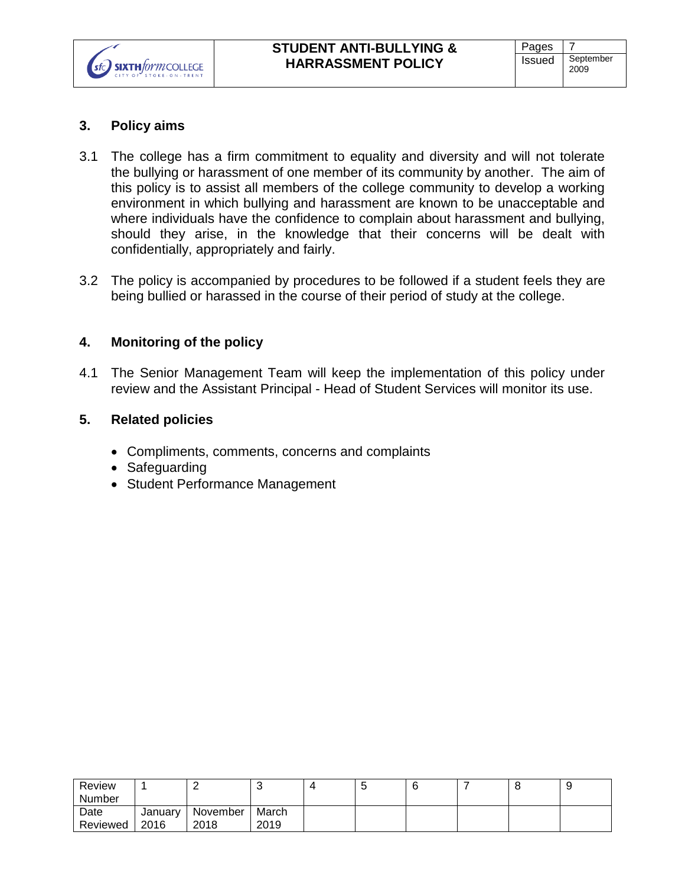## 3. Policy aims

3.1 The college has a firm commitment to equality and diversity and will not tolerate the bullying or harassment of one member of its community by another. The aim of this policy is to assist all members of the college community to develop a working environment in which bullying and harassment are known to be unacceptable and where individuals have the confidence to complain about harassment and bullying, should they arise, in the knowledge that their concerns will be dealt with confidentially, appropriately and fairly.

3.2 The policy is accompanied by procedures to be followed if a student feels they are being bullied or harassed in the course of their period of study at the college.

## 4. Monitoring of the policy

4.1 The Senior Management Team will keep the implementation of this policy under review and the Assistant Principal - Head of Student Services will monitor its use.

## 5. Related policies

- Compliments, comments, concerns and complaints
- Safeguarding
- Student Performance Management

| Review Number | 1 | 2 | 3 | 4 | 5 | 6 | 7 | 8 | 9 |
|---|---|---|---|---|---|---|---|---|---|
| Date Reviewed | January 2016 | November 2018 | March 2019 | | | | | | |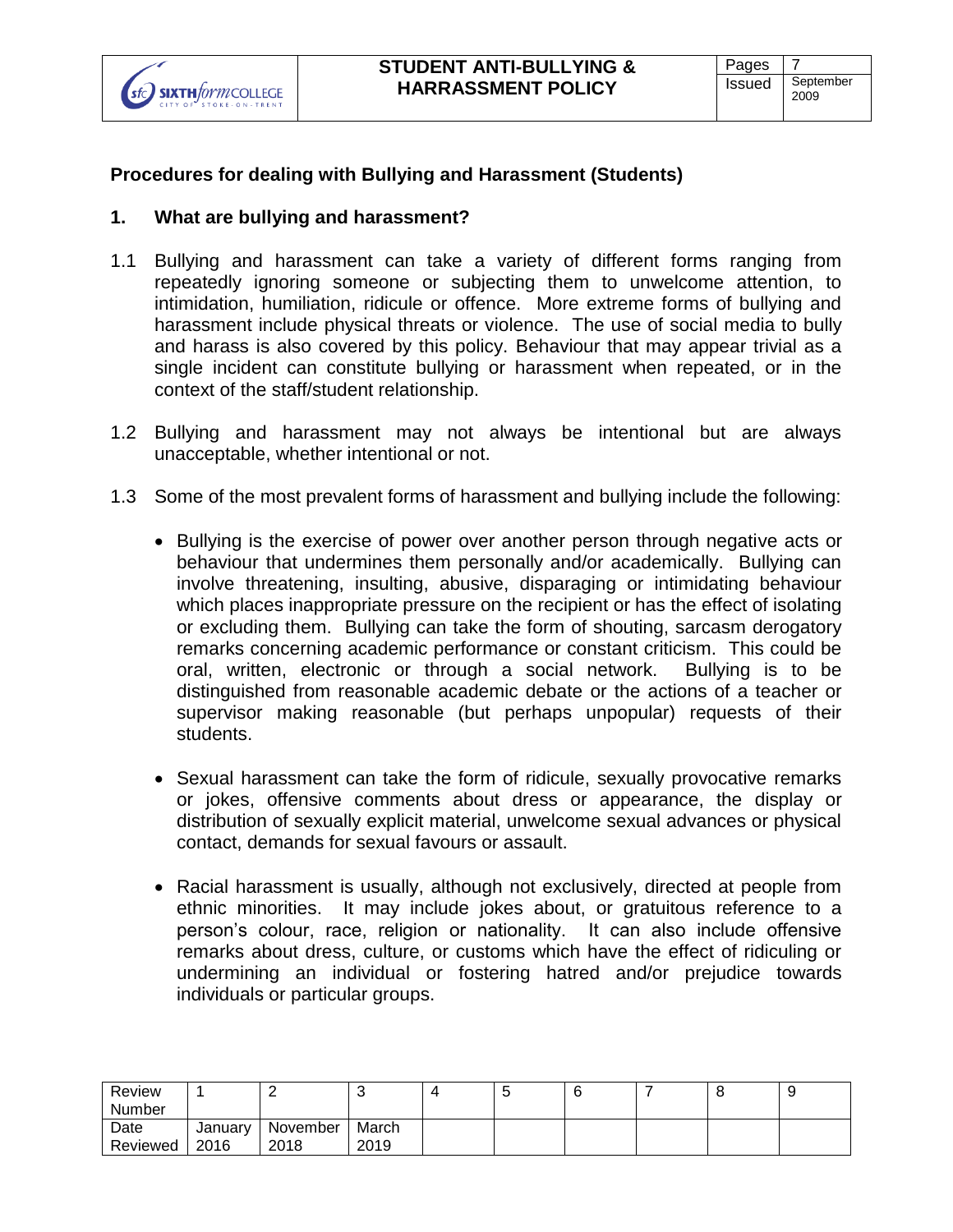## Procedures for dealing with Bullying and Harassment (Students)

### 1. What are bullying and harassment?

1.1 Bullying and harassment can take a variety of different forms ranging from repeatedly ignoring someone or subjecting them to unwelcome attention, to intimidation, humiliation, ridicule or offence. More extreme forms of bullying and harassment include physical threats or violence. The use of social media to bully and harass is also covered by this policy. Behaviour that may appear trivial as a single incident can constitute bullying or harassment when repeated, or in the context of the staff/student relationship.

1.2 Bullying and harassment may not always be intentional but are always unacceptable, whether intentional or not.

1.3 Some of the most prevalent forms of harassment and bullying include the following:

- Bullying is the exercise of power over another person through negative acts or behaviour that undermines them personally and/or academically. Bullying can involve threatening, insulting, abusive, disparaging or intimidating behaviour which places inappropriate pressure on the recipient or has the effect of isolating or excluding them. Bullying can take the form of shouting, sarcasm derogatory remarks concerning academic performance or constant criticism. This could be oral, written, electronic or through a social network. Bullying is to be distinguished from reasonable academic debate or the actions of a teacher or supervisor making reasonable (but perhaps unpopular) requests of their students.

- Sexual harassment can take the form of ridicule, sexually provocative remarks or jokes, offensive comments about dress or appearance, the display or distribution of sexually explicit material, unwelcome sexual advances or physical contact, demands for sexual favours or assault.

- Racial harassment is usually, although not exclusively, directed at people from ethnic minorities. It may include jokes about, or gratuitous reference to a person's colour, race, religion or nationality. It can also include offensive remarks about dress, culture, or customs which have the effect of ridiculing or undermining an individual or fostering hatred and/or prejudice towards individuals or particular groups.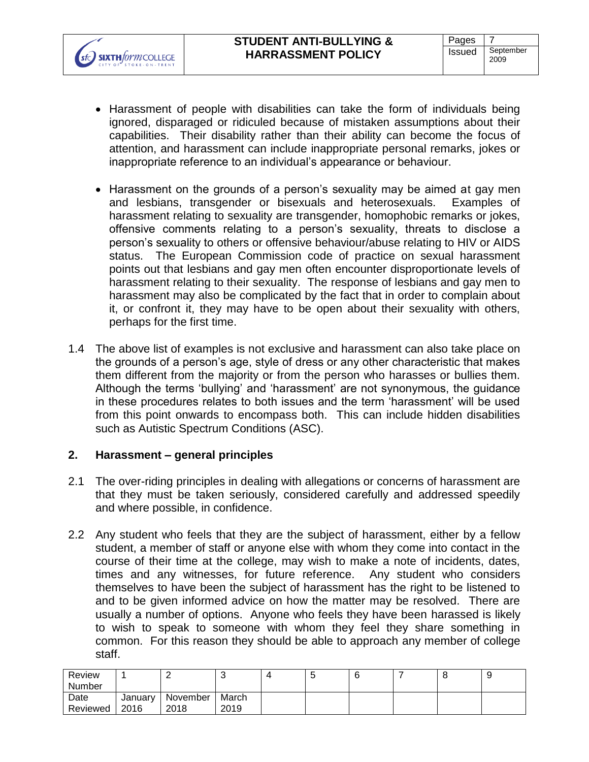- Harassment of people with disabilities can take the form of individuals being ignored, disparaged or ridiculed because of mistaken assumptions about their capabilities. Their disability rather than their ability can become the focus of attention, and harassment can include inappropriate personal remarks, jokes or inappropriate reference to an individual's appearance or behaviour.

- Harassment on the grounds of a person's sexuality may be aimed at gay men and lesbians, transgender or bisexuals and heterosexuals. Examples of harassment relating to sexuality are transgender, homophobic remarks or jokes, offensive comments relating to a person's sexuality, threats to disclose a person's sexuality to others or offensive behaviour/abuse relating to HIV or AIDS status. The European Commission code of practice on sexual harassment points out that lesbians and gay men often encounter disproportionate levels of harassment relating to their sexuality. The response of lesbians and gay men to harassment may also be complicated by the fact that in order to complain about it, or confront it, they may have to be open about their sexuality with others, perhaps for the first time.

1.4 The above list of examples is not exclusive and harassment can also take place on the grounds of a person's age, style of dress or any other characteristic that makes them different from the majority or from the person who harasses or bullies them. Although the terms 'bullying' and 'harassment' are not synonymous, the guidance in these procedures relates to both issues and the term 'harassment' will be used from this point onwards to encompass both. This can include hidden disabilities such as Autistic Spectrum Conditions (ASC).

## 2. Harassment – general principles

2.1 The over-riding principles in dealing with allegations or concerns of harassment are that they must be taken seriously, considered carefully and addressed speedily and where possible, in confidence.

2.2 Any student who feels that they are the subject of harassment, either by a fellow student, a member of staff or anyone else with whom they come into contact in the course of their time at the college, may wish to make a note of incidents, dates, times and any witnesses, for future reference. Any student who considers themselves to have been the subject of harassment has the right to be listened to and to be given informed advice on how the matter may be resolved. There are usually a number of options. Anyone who feels they have been harassed is likely to wish to speak to someone with whom they feel they share something in common. For this reason they should be able to approach any member of college staff.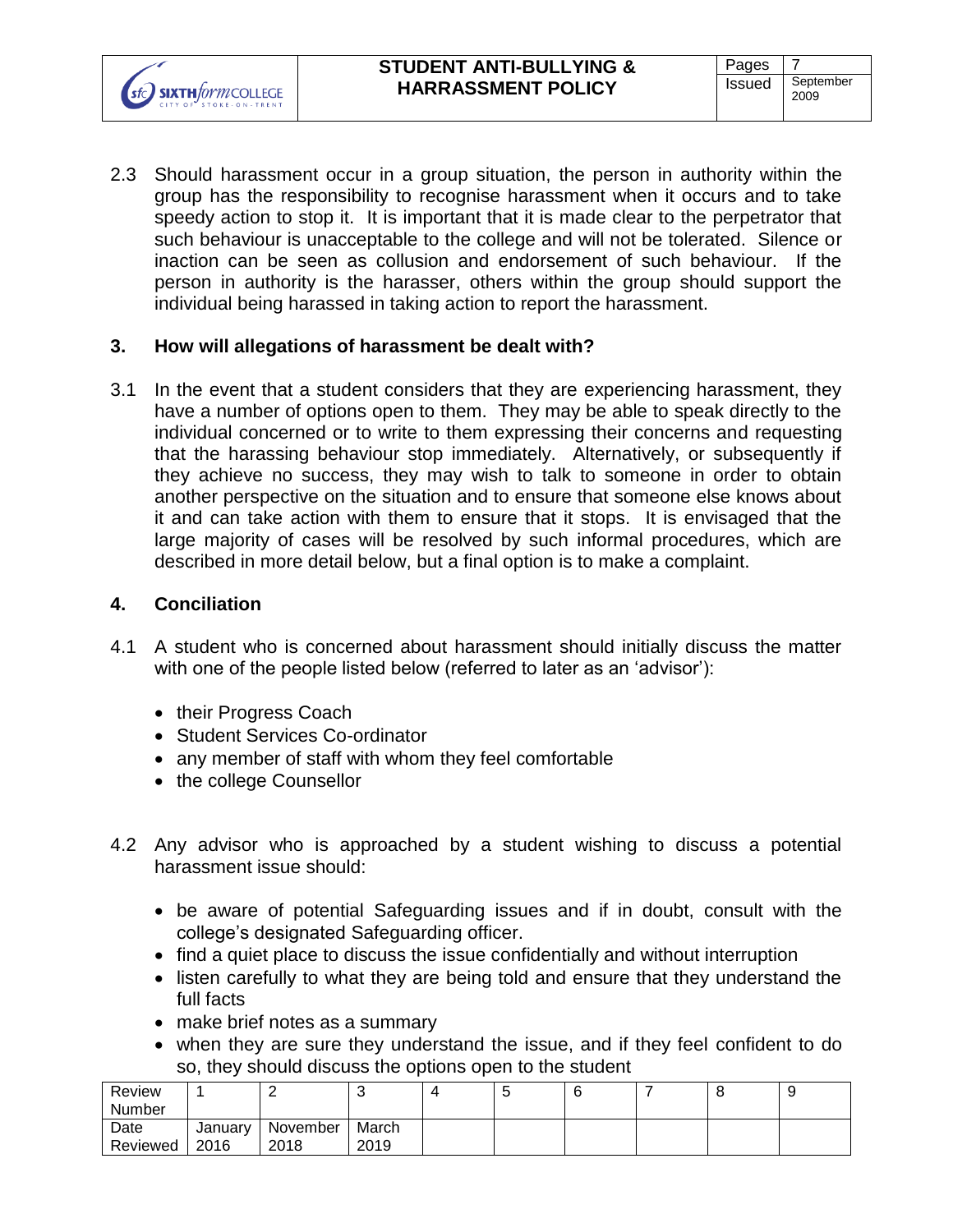2.3 Should harassment occur in a group situation, the person in authority within the group has the responsibility to recognise harassment when it occurs and to take speedy action to stop it. It is important that it is made clear to the perpetrator that such behaviour is unacceptable to the college and will not be tolerated. Silence or inaction can be seen as collusion and endorsement of such behaviour. If the person in authority is the harasser, others within the group should support the individual being harassed in taking action to report the harassment.

## 3. How will allegations of harassment be dealt with?

3.1 In the event that a student considers that they are experiencing harassment, they have a number of options open to them. They may be able to speak directly to the individual concerned or to write to them expressing their concerns and requesting that the harassing behaviour stop immediately. Alternatively, or subsequently if they achieve no success, they may wish to talk to someone in order to obtain another perspective on the situation and to ensure that someone else knows about it and can take action with them to ensure that it stops. It is envisaged that the large majority of cases will be resolved by such informal procedures, which are described in more detail below, but a final option is to make a complaint.

## 4. Conciliation

4.1 A student who is concerned about harassment should initially discuss the matter with one of the people listed below (referred to later as an 'advisor'):

- their Progress Coach
- Student Services Co-ordinator
- any member of staff with whom they feel comfortable
- the college Counsellor

4.2 Any advisor who is approached by a student wishing to discuss a potential harassment issue should:

- be aware of potential Safeguarding issues and if in doubt, consult with the college's designated Safeguarding officer.
- find a quiet place to discuss the issue confidentially and without interruption
- listen carefully to what they are being told and ensure that they understand the full facts
- make brief notes as a summary
- when they are sure they understand the issue, and if they feel confident to do so, they should discuss the options open to the student

| Review Number | 1 | 2 | 3 | 4 | 5 | 6 | 7 | 8 | 9 |
|---|---|---|---|---|---|---|---|---|---|
| Date Reviewed | January 2016 | November 2018 | March 2019 | | | | | | |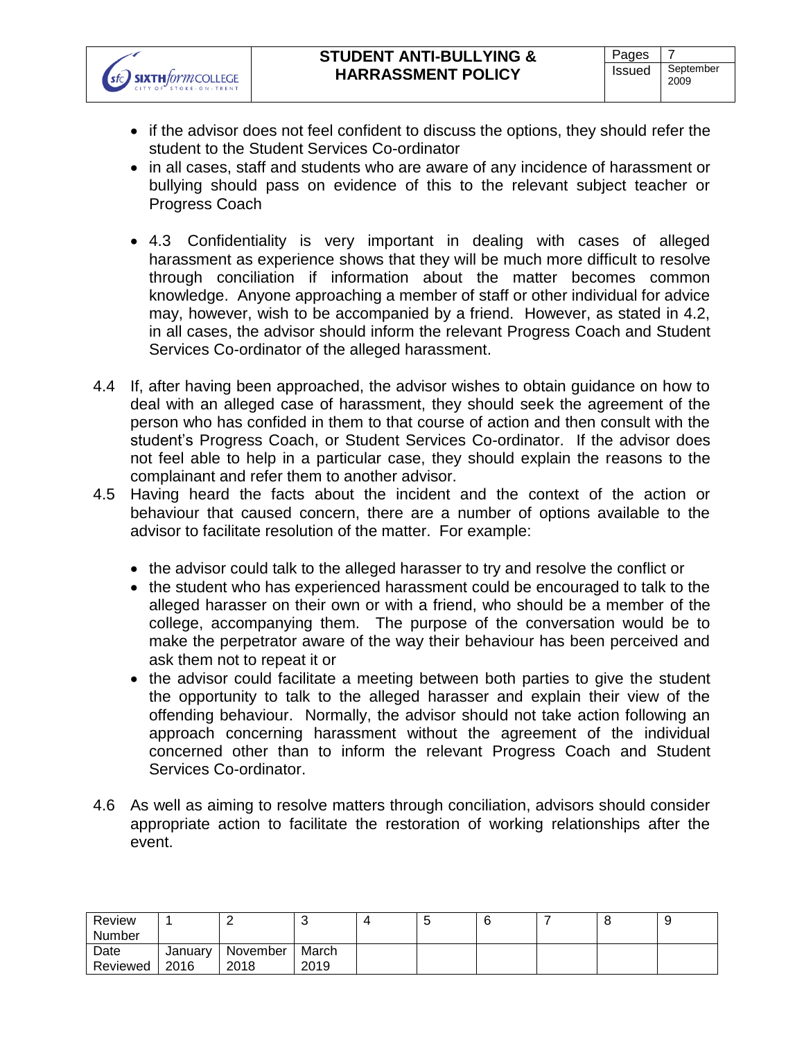- if the advisor does not feel confident to discuss the options, they should refer the student to the Student Services Co-ordinator
- in all cases, staff and students who are aware of any incidence of harassment or bullying should pass on evidence of this to the relevant subject teacher or Progress Coach

- 4.3 Confidentiality is very important in dealing with cases of alleged harassment as experience shows that they will be much more difficult to resolve through conciliation if information about the matter becomes common knowledge. Anyone approaching a member of staff or other individual for advice may, however, wish to be accompanied by a friend. However, as stated in 4.2, in all cases, the advisor should inform the relevant Progress Coach and Student Services Co-ordinator of the alleged harassment.

4.4 If, after having been approached, the advisor wishes to obtain guidance on how to deal with an alleged case of harassment, they should seek the agreement of the person who has confided in them to that course of action and then consult with the student's Progress Coach, or Student Services Co-ordinator. If the advisor does not feel able to help in a particular case, they should explain the reasons to the complainant and refer them to another advisor.

4.5 Having heard the facts about the incident and the context of the action or behaviour that caused concern, there are a number of options available to the advisor to facilitate resolution of the matter. For example:

- the advisor could talk to the alleged harasser to try and resolve the conflict or
- the student who has experienced harassment could be encouraged to talk to the alleged harasser on their own or with a friend, who should be a member of the college, accompanying them. The purpose of the conversation would be to make the perpetrator aware of the way their behaviour has been perceived and ask them not to repeat it or
- the advisor could facilitate a meeting between both parties to give the student the opportunity to talk to the alleged harasser and explain their view of the offending behaviour. Normally, the advisor should not take action following an approach concerning harassment without the agreement of the individual concerned other than to inform the relevant Progress Coach and Student Services Co-ordinator.

4.6 As well as aiming to resolve matters through conciliation, advisors should consider appropriate action to facilitate the restoration of working relationships after the event.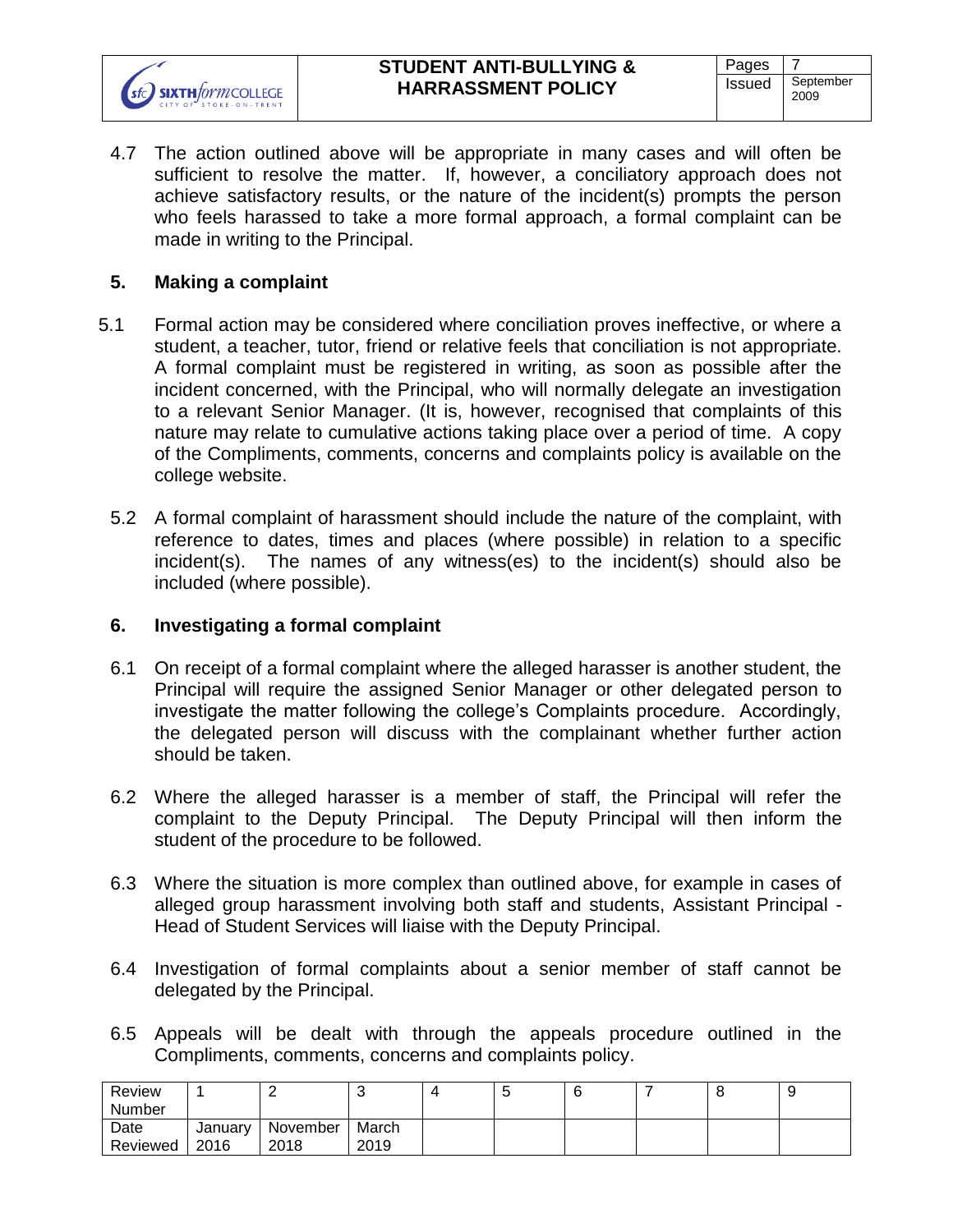4.7 The action outlined above will be appropriate in many cases and will often be sufficient to resolve the matter. If, however, a conciliatory approach does not achieve satisfactory results, or the nature of the incident(s) prompts the person who feels harassed to take a more formal approach, a formal complaint can be made in writing to the Principal.

## 5. Making a complaint

5.1 Formal action may be considered where conciliation proves ineffective, or where a student, a teacher, tutor, friend or relative feels that conciliation is not appropriate. A formal complaint must be registered in writing, as soon as possible after the incident concerned, with the Principal, who will normally delegate an investigation to a relevant Senior Manager. (It is, however, recognised that complaints of this nature may relate to cumulative actions taking place over a period of time. A copy of the Compliments, comments, concerns and complaints policy is available on the college website.

5.2 A formal complaint of harassment should include the nature of the complaint, with reference to dates, times and places (where possible) in relation to a specific incident(s). The names of any witness(es) to the incident(s) should also be included (where possible).

## 6. Investigating a formal complaint

6.1 On receipt of a formal complaint where the alleged harasser is another student, the Principal will require the assigned Senior Manager or other delegated person to investigate the matter following the college's Complaints procedure. Accordingly, the delegated person will discuss with the complainant whether further action should be taken.

6.2 Where the alleged harasser is a member of staff, the Principal will refer the complaint to the Deputy Principal. The Deputy Principal will then inform the student of the procedure to be followed.

6.3 Where the situation is more complex than outlined above, for example in cases of alleged group harassment involving both staff and students, Assistant Principal - Head of Student Services will liaise with the Deputy Principal.

6.4 Investigation of formal complaints about a senior member of staff cannot be delegated by the Principal.

6.5 Appeals will be dealt with through the appeals procedure outlined in the Compliments, comments, concerns and complaints policy.

| Review Number | 1 | 2 | 3 | 4 | 5 | 6 | 7 | 8 | 9 |
|---|---|---|---|---|---|---|---|---|---|
| Date Reviewed | January 2016 | November 2018 | March 2019 | | | | | | |